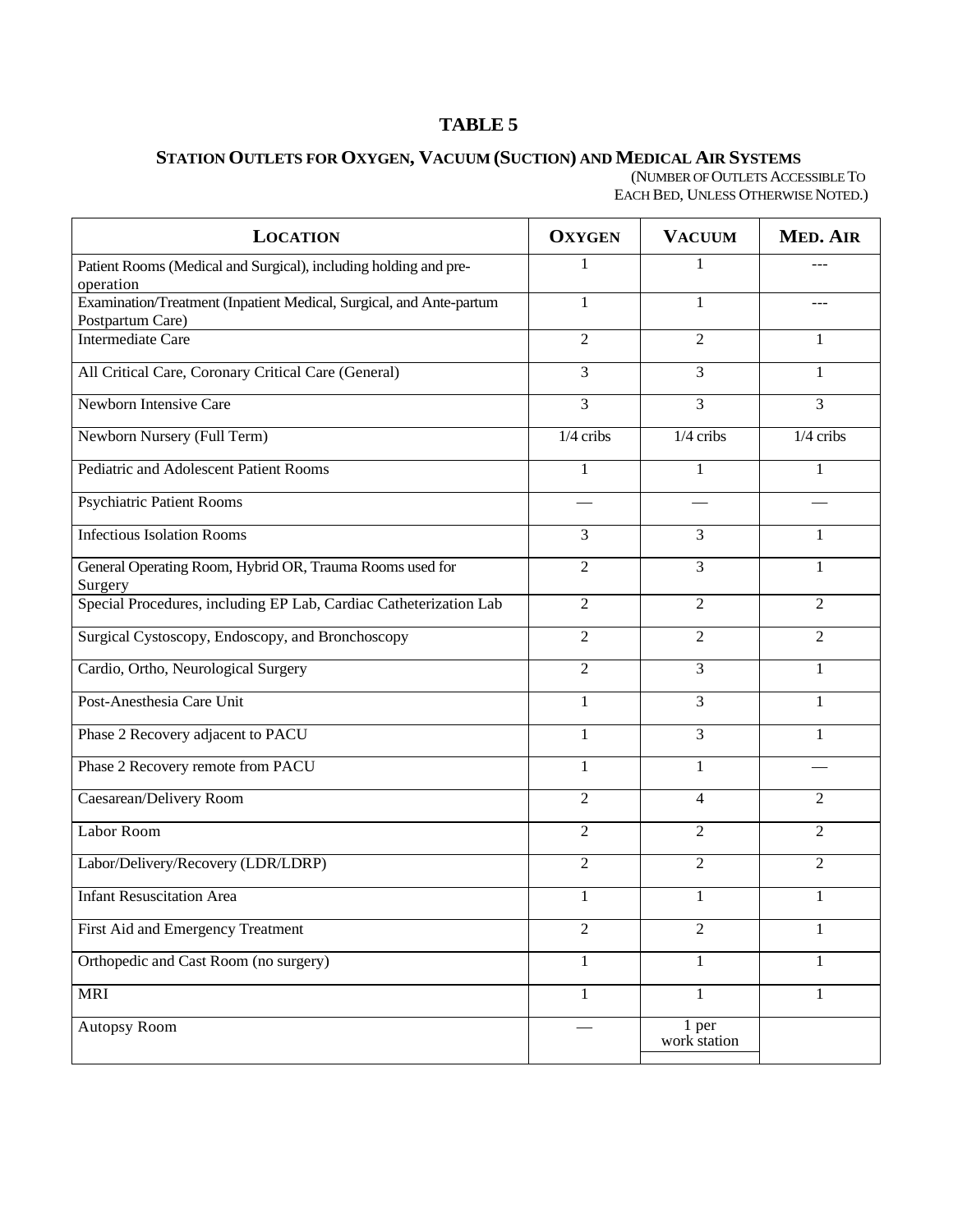# TABLE 5

## STATION OUTLETS FOR OXYGEN, VACUUM (SUCTION) AND MEDICAL AIR SYSTEMS

(NUMBER OF OUTLETS ACCESSIBLE TO EACH BED, UNLESS OTHERWISE NOTED.)

| LOCATION | OXYGEN | VACUUM | MED. AIR |
|---|---|---|---|
| Patient Rooms (Medical and Surgical), including holding and pre-operation | 1 | 1 | --- |
| Examination/Treatment (Inpatient Medical, Surgical, and Ante-partum Postpartum Care) | 1 | 1 | --- |
| Intermediate Care | 2 | 2 | 1 |
| All Critical Care, Coronary Critical Care (General) | 3 | 3 | 1 |
| Newborn Intensive Care | 3 | 3 | 3 |
| Newborn Nursery (Full Term) | 1/4 cribs | 1/4 cribs | 1/4 cribs |
| Pediatric and Adolescent Patient Rooms | 1 | 1 | 1 |
| Psychiatric Patient Rooms | — | — | — |
| Infectious Isolation Rooms | 3 | 3 | 1 |
| General Operating Room, Hybrid OR, Trauma Rooms used for Surgery | 2 | 3 | 1 |
| Special Procedures, including EP Lab, Cardiac Catheterization Lab | 2 | 2 | 2 |
| Surgical Cystoscopy, Endoscopy, and Bronchoscopy | 2 | 2 | 2 |
| Cardio, Ortho, Neurological Surgery | 2 | 3 | 1 |
| Post-Anesthesia Care Unit | 1 | 3 | 1 |
| Phase 2 Recovery adjacent to PACU | 1 | 3 | 1 |
| Phase 2 Recovery remote from PACU | 1 | 1 | — |
| Caesarean/Delivery Room | 2 | 4 | 2 |
| Labor Room | 2 | 2 | 2 |
| Labor/Delivery/Recovery (LDR/LDRP) | 2 | 2 | 2 |
| Infant Resuscitation Area | 1 | 1 | 1 |
| First Aid and Emergency Treatment | 2 | 2 | 1 |
| Orthopedic and Cast Room (no surgery) | 1 | 1 | 1 |
| MRI | 1 | 1 | 1 |
| Autopsy Room | — | 1 per work station | |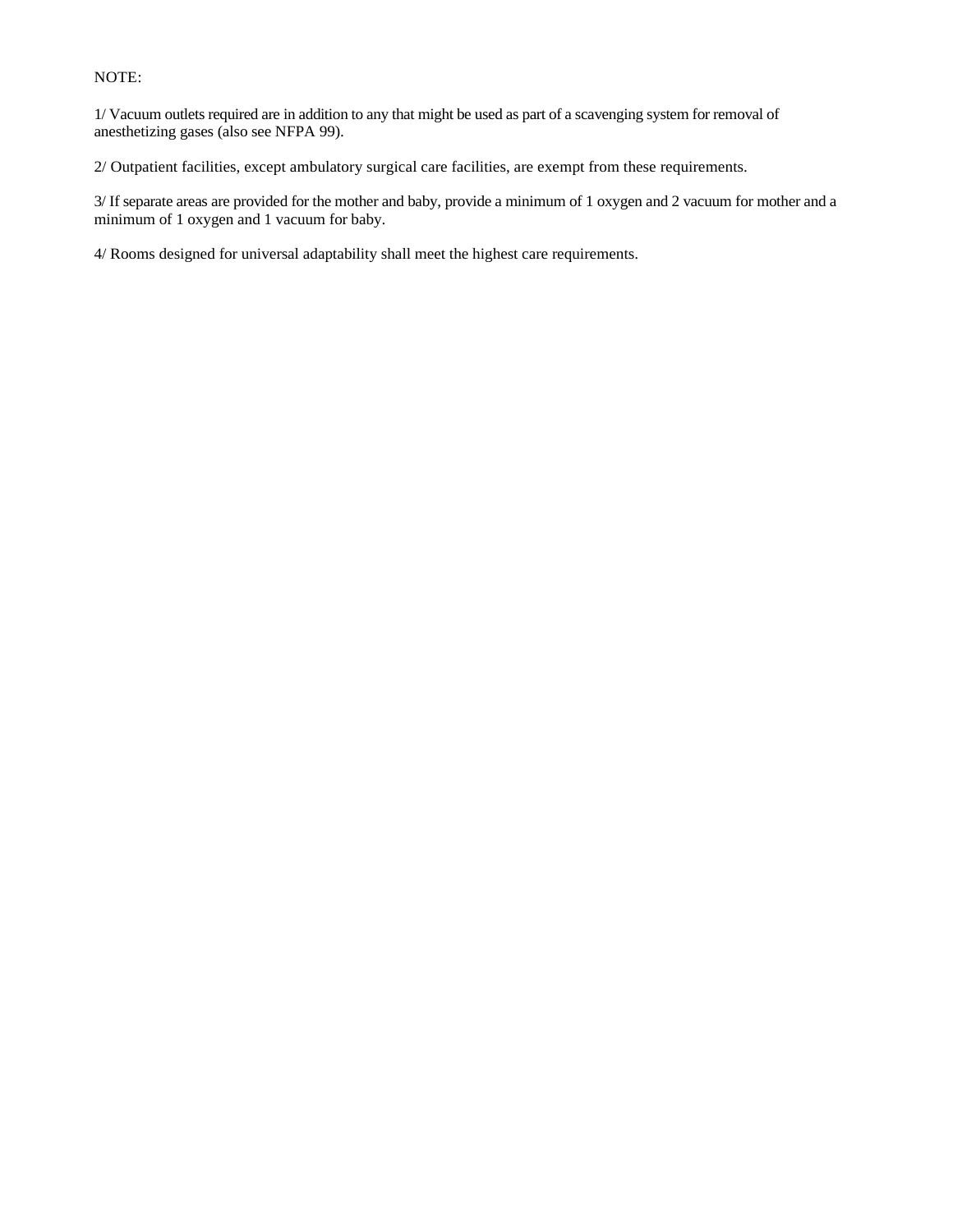NOTE:

1/ Vacuum outlets required are in addition to any that might be used as part of a scavenging system for removal of anesthetizing gases (also see NFPA 99).

2/ Outpatient facilities, except ambulatory surgical care facilities, are exempt from these requirements.

3/ If separate areas are provided for the mother and baby, provide a minimum of 1 oxygen and 2 vacuum for mother and a minimum of 1 oxygen and 1 vacuum for baby.

4/ Rooms designed for universal adaptability shall meet the highest care requirements.